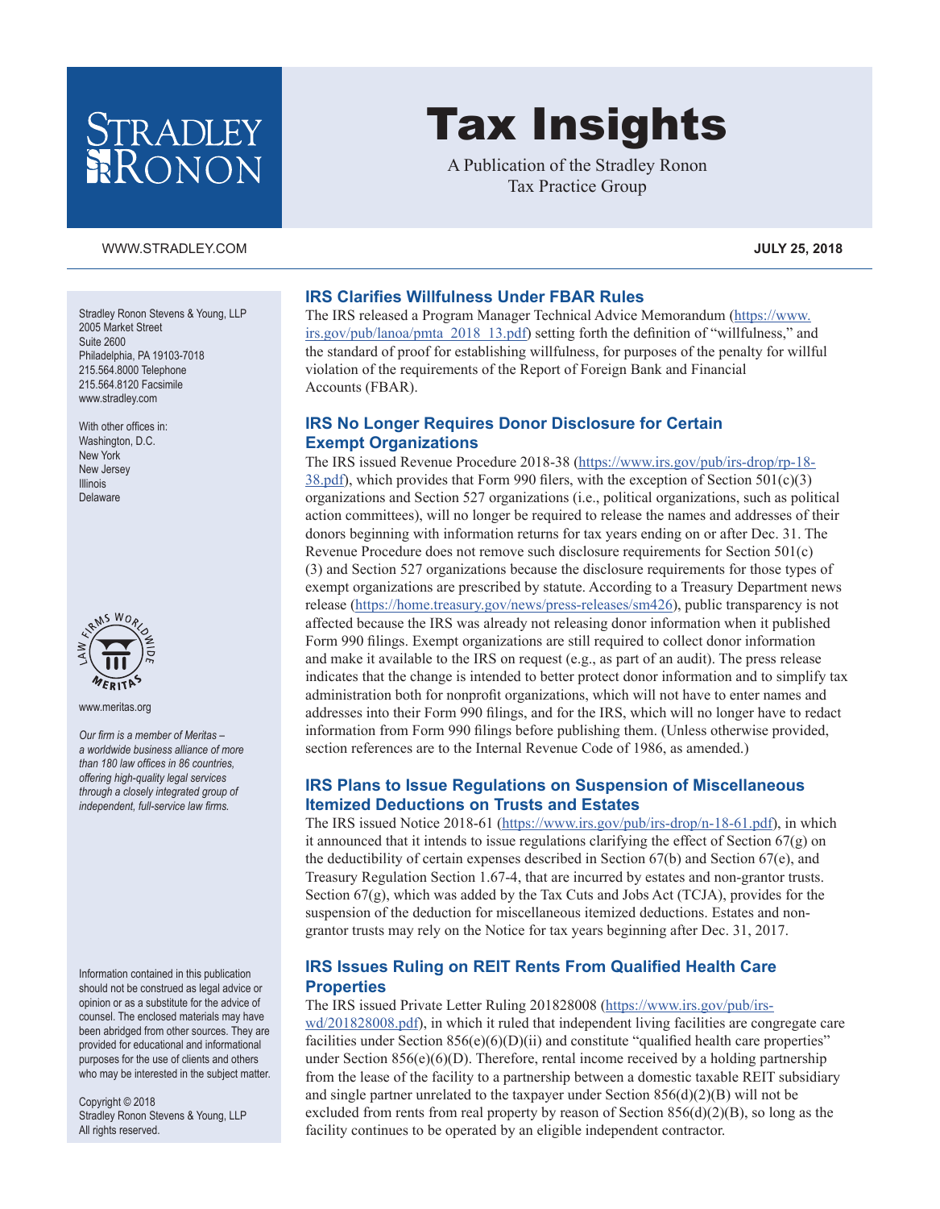# Tax Insights

A Publication of the Stradley Ronon Tax Practice Group

WWW.STRADLEY.COM

**JULY 25, 2018**

Stradley Ronon Stevens & Young, LLP
2005 Market Street
Suite 2600
Philadelphia, PA 19103-7018
215.564.8000 Telephone
215.564.8120 Facsimile
www.stradley.com

With other offices in:
Washington, D.C.
New York
New Jersey
Illinois
Delaware

www.meritas.org

*Our firm is a member of Meritas – a worldwide business alliance of more than 180 law offices in 86 countries, offering high-quality legal services through a closely integrated group of independent, full-service law firms.*

Information contained in this publication should not be construed as legal advice or opinion or as a substitute for the advice of counsel. The enclosed materials may have been abridged from other sources. They are provided for educational and informational purposes for the use of clients and others who may be interested in the subject matter.

Copyright © 2018
Stradley Ronon Stevens & Young, LLP
All rights reserved.

## IRS Clarifies Willfulness Under FBAR Rules

The IRS released a Program Manager Technical Advice Memorandum (https://www.irs.gov/pub/lanoa/pmta_2018_13.pdf) setting forth the definition of "willfulness," and the standard of proof for establishing willfulness, for purposes of the penalty for willful violation of the requirements of the Report of Foreign Bank and Financial Accounts (FBAR).

## IRS No Longer Requires Donor Disclosure for Certain Exempt Organizations

The IRS issued Revenue Procedure 2018-38 (https://www.irs.gov/pub/irs-drop/rp-18-38.pdf), which provides that Form 990 filers, with the exception of Section 501(c)(3) organizations and Section 527 organizations (i.e., political organizations, such as political action committees), will no longer be required to release the names and addresses of their donors beginning with information returns for tax years ending on or after Dec. 31. The Revenue Procedure does not remove such disclosure requirements for Section 501(c)(3) and Section 527 organizations because the disclosure requirements for those types of exempt organizations are prescribed by statute. According to a Treasury Department news release (https://home.treasury.gov/news/press-releases/sm426), public transparency is not affected because the IRS was already not releasing donor information when it published Form 990 filings. Exempt organizations are still required to collect donor information and make it available to the IRS on request (e.g., as part of an audit). The press release indicates that the change is intended to better protect donor information and to simplify tax administration both for nonprofit organizations, which will not have to enter names and addresses into their Form 990 filings, and for the IRS, which will no longer have to redact information from Form 990 filings before publishing them. (Unless otherwise provided, section references are to the Internal Revenue Code of 1986, as amended.)

## IRS Plans to Issue Regulations on Suspension of Miscellaneous Itemized Deductions on Trusts and Estates

The IRS issued Notice 2018-61 (https://www.irs.gov/pub/irs-drop/n-18-61.pdf), in which it announced that it intends to issue regulations clarifying the effect of Section 67(g) on the deductibility of certain expenses described in Section 67(b) and Section 67(e), and Treasury Regulation Section 1.67-4, that are incurred by estates and non-grantor trusts. Section 67(g), which was added by the Tax Cuts and Jobs Act (TCJA), provides for the suspension of the deduction for miscellaneous itemized deductions. Estates and non-grantor trusts may rely on the Notice for tax years beginning after Dec. 31, 2017.

## IRS Issues Ruling on REIT Rents From Qualified Health Care Properties

The IRS issued Private Letter Ruling 201828008 (https://www.irs.gov/pub/irs-wd/201828008.pdf), in which it ruled that independent living facilities are congregate care facilities under Section 856(e)(6)(D)(ii) and constitute "qualified health care properties" under Section 856(e)(6)(D). Therefore, rental income received by a holding partnership from the lease of the facility to a partnership between a domestic taxable REIT subsidiary and single partner unrelated to the taxpayer under Section 856(d)(2)(B) will not be excluded from rents from real property by reason of Section 856(d)(2)(B), so long as the facility continues to be operated by an eligible independent contractor.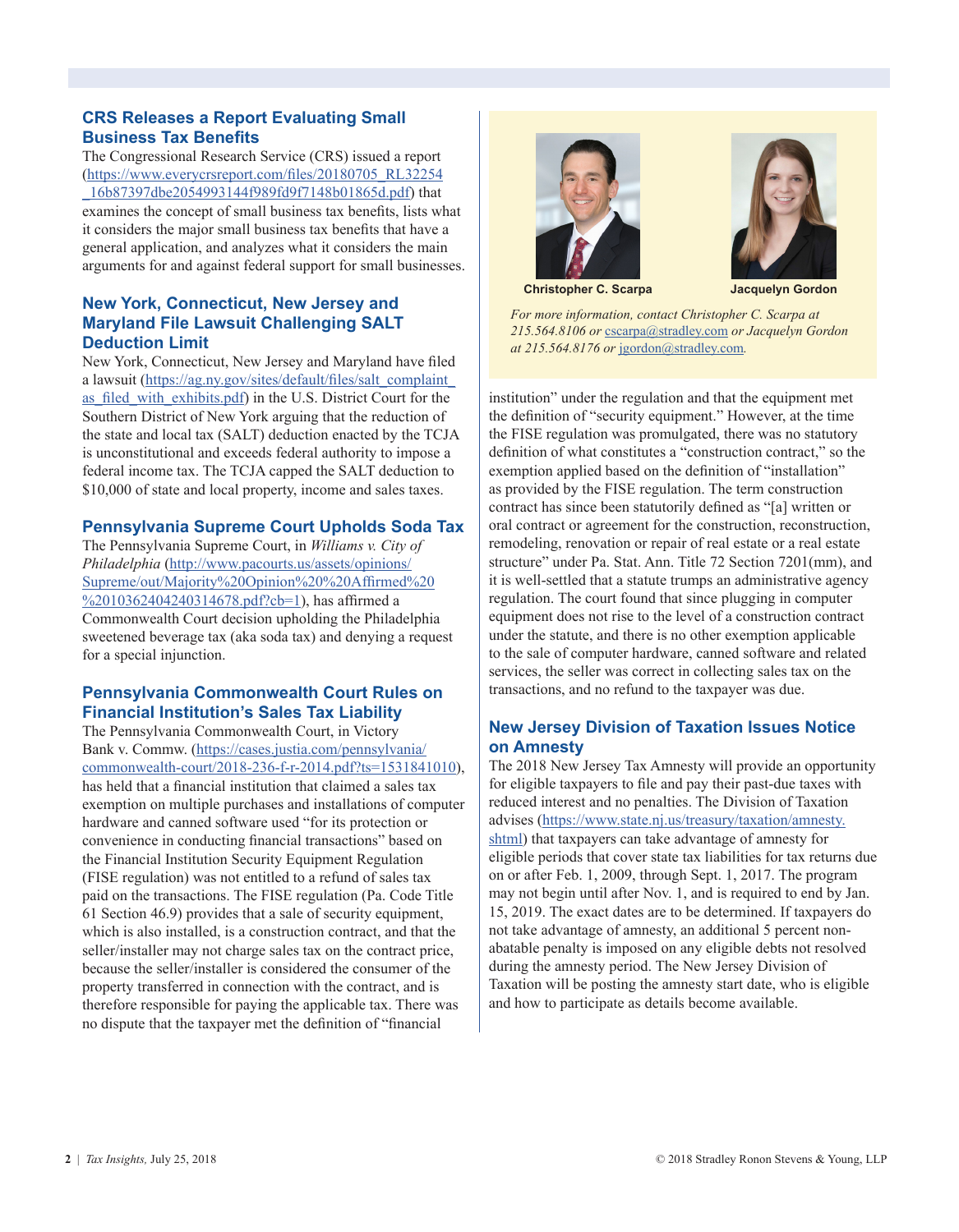## CRS Releases a Report Evaluating Small Business Tax Benefits

The Congressional Research Service (CRS) issued a report (https://www.everycrsreport.com/files/20180705_RL32254_16b87397dbe2054993144f989fd9f7148b01865d.pdf) that examines the concept of small business tax benefits, lists what it considers the major small business tax benefits that have a general application, and analyzes what it considers the main arguments for and against federal support for small businesses.

## New York, Connecticut, New Jersey and Maryland File Lawsuit Challenging SALT Deduction Limit

New York, Connecticut, New Jersey and Maryland have filed a lawsuit (https://ag.ny.gov/sites/default/files/salt_complaint_as_filed_with_exhibits.pdf) in the U.S. District Court for the Southern District of New York arguing that the reduction of the state and local tax (SALT) deduction enacted by the TCJA is unconstitutional and exceeds federal authority to impose a federal income tax. The TCJA capped the SALT deduction to $10,000 of state and local property, income and sales taxes.

## Pennsylvania Supreme Court Upholds Soda Tax

The Pennsylvania Supreme Court, in *Williams v. City of Philadelphia* (http://www.pacourts.us/assets/opinions/Supreme/out/Majority%20Opinion%20%20Affirmed%20%2010362404240314678.pdf?cb=1), has affirmed a Commonwealth Court decision upholding the Philadelphia sweetened beverage tax (aka soda tax) and denying a request for a special injunction.

## Pennsylvania Commonwealth Court Rules on Financial Institution's Sales Tax Liability

The Pennsylvania Commonwealth Court, in Victory Bank v. Commw. (https://cases.justia.com/pennsylvania/commonwealth-court/2018-236-f-r-2014.pdf?ts=1531841010), has held that a financial institution that claimed a sales tax exemption on multiple purchases and installations of computer hardware and canned software used "for its protection or convenience in conducting financial transactions" based on the Financial Institution Security Equipment Regulation (FISE regulation) was not entitled to a refund of sales tax paid on the transactions. The FISE regulation (Pa. Code Title 61 Section 46.9) provides that a sale of security equipment, which is also installed, is a construction contract, and that the seller/installer may not charge sales tax on the contract price, because the seller/installer is considered the consumer of the property transferred in connection with the contract, and is therefore responsible for paying the applicable tax. There was no dispute that the taxpayer met the definition of "financial institution" under the regulation and that the equipment met the definition of "security equipment." However, at the time the FISE regulation was promulgated, there was no statutory definition of what constitutes a "construction contract," so the exemption applied based on the definition of "installation" as provided by the FISE regulation. The term construction contract has since been statutorily defined as "[a] written or oral contract or agreement for the construction, reconstruction, remodeling, renovation or repair of real estate or a real estate structure" under Pa. Stat. Ann. Title 72 Section 7201(mm), and it is well-settled that a statute trumps an administrative agency regulation. The court found that since plugging in computer equipment does not rise to the level of a construction contract under the statute, and there is no other exemption applicable to the sale of computer hardware, canned software and related services, the seller was correct in collecting sales tax on the transactions, and no refund to the taxpayer was due.

**Christopher C. Scarpa** **Jacquelyn Gordon**

*For more information, contact Christopher C. Scarpa at 215.564.8106 or* cscarpa@stradley.com *or Jacquelyn Gordon at 215.564.8176 or* jgordon@stradley.com.

## New Jersey Division of Taxation Issues Notice on Amnesty

The 2018 New Jersey Tax Amnesty will provide an opportunity for eligible taxpayers to file and pay their past-due taxes with reduced interest and no penalties. The Division of Taxation advises (https://www.state.nj.us/treasury/taxation/amnesty.shtml) that taxpayers can take advantage of amnesty for eligible periods that cover state tax liabilities for tax returns due on or after Feb. 1, 2009, through Sept. 1, 2017. The program may not begin until after Nov. 1, and is required to end by Jan. 15, 2019. The exact dates are to be determined. If taxpayers do not take advantage of amnesty, an additional 5 percent non-abatable penalty is imposed on any eligible debts not resolved during the amnesty period. The New Jersey Division of Taxation will be posting the amnesty start date, who is eligible and how to participate as details become available.